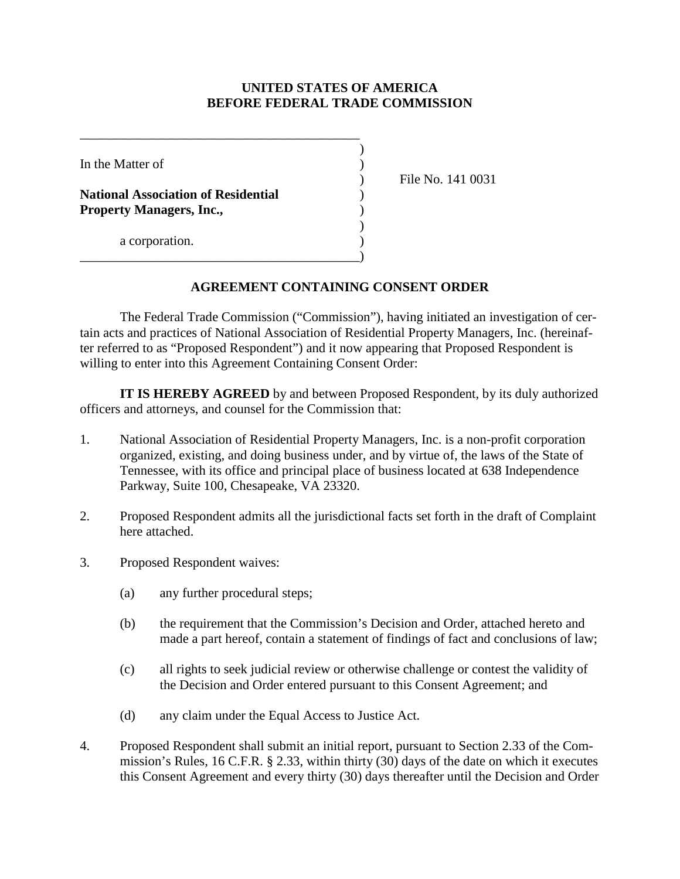**UNITED STATES OF AMERICA**
**BEFORE FEDERAL TRADE COMMISSION**

In the Matter of

**National Association of Residential Property Managers, Inc.,**

a corporation.

File No. 141 0031

## AGREEMENT CONTAINING CONSENT ORDER

The Federal Trade Commission ("Commission"), having initiated an investigation of certain acts and practices of National Association of Residential Property Managers, Inc. (hereinafter referred to as "Proposed Respondent") and it now appearing that Proposed Respondent is willing to enter into this Agreement Containing Consent Order:

**IT IS HEREBY AGREED** by and between Proposed Respondent, by its duly authorized officers and attorneys, and counsel for the Commission that:

1. National Association of Residential Property Managers, Inc. is a non-profit corporation organized, existing, and doing business under, and by virtue of, the laws of the State of Tennessee, with its office and principal place of business located at 638 Independence Parkway, Suite 100, Chesapeake, VA 23320.

2. Proposed Respondent admits all the jurisdictional facts set forth in the draft of Complaint here attached.

3. Proposed Respondent waives:

   (a) any further procedural steps;

   (b) the requirement that the Commission's Decision and Order, attached hereto and made a part hereof, contain a statement of findings of fact and conclusions of law;

   (c) all rights to seek judicial review or otherwise challenge or contest the validity of the Decision and Order entered pursuant to this Consent Agreement; and

   (d) any claim under the Equal Access to Justice Act.

4. Proposed Respondent shall submit an initial report, pursuant to Section 2.33 of the Commission's Rules, 16 C.F.R. § 2.33, within thirty (30) days of the date on which it executes this Consent Agreement and every thirty (30) days thereafter until the Decision and Order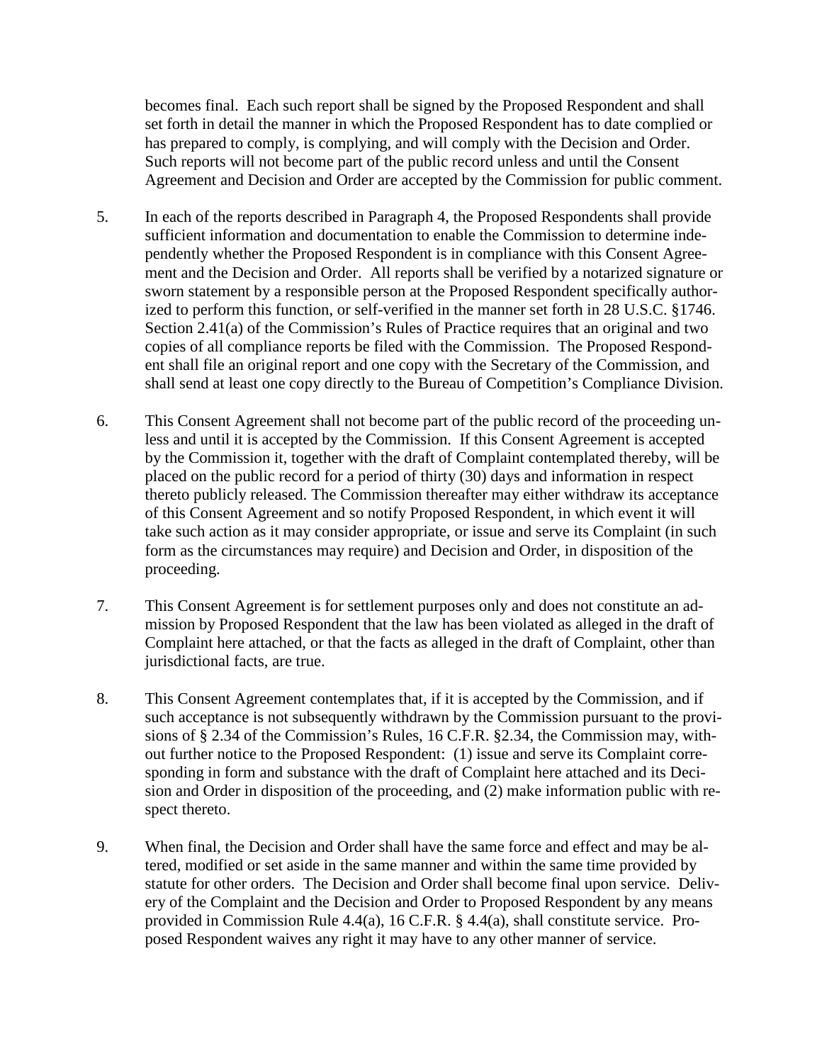becomes final. Each such report shall be signed by the Proposed Respondent and shall set forth in detail the manner in which the Proposed Respondent has to date complied or has prepared to comply, is complying, and will comply with the Decision and Order. Such reports will not become part of the public record unless and until the Consent Agreement and Decision and Order are accepted by the Commission for public comment.

5. In each of the reports described in Paragraph 4, the Proposed Respondents shall provide sufficient information and documentation to enable the Commission to determine independently whether the Proposed Respondent is in compliance with this Consent Agreement and the Decision and Order. All reports shall be verified by a notarized signature or sworn statement by a responsible person at the Proposed Respondent specifically authorized to perform this function, or self-verified in the manner set forth in 28 U.S.C. §1746. Section 2.41(a) of the Commission's Rules of Practice requires that an original and two copies of all compliance reports be filed with the Commission. The Proposed Respondent shall file an original report and one copy with the Secretary of the Commission, and shall send at least one copy directly to the Bureau of Competition's Compliance Division.

6. This Consent Agreement shall not become part of the public record of the proceeding unless and until it is accepted by the Commission. If this Consent Agreement is accepted by the Commission it, together with the draft of Complaint contemplated thereby, will be placed on the public record for a period of thirty (30) days and information in respect thereto publicly released. The Commission thereafter may either withdraw its acceptance of this Consent Agreement and so notify Proposed Respondent, in which event it will take such action as it may consider appropriate, or issue and serve its Complaint (in such form as the circumstances may require) and Decision and Order, in disposition of the proceeding.

7. This Consent Agreement is for settlement purposes only and does not constitute an admission by Proposed Respondent that the law has been violated as alleged in the draft of Complaint here attached, or that the facts as alleged in the draft of Complaint, other than jurisdictional facts, are true.

8. This Consent Agreement contemplates that, if it is accepted by the Commission, and if such acceptance is not subsequently withdrawn by the Commission pursuant to the provisions of § 2.34 of the Commission's Rules, 16 C.F.R. §2.34, the Commission may, without further notice to the Proposed Respondent: (1) issue and serve its Complaint corresponding in form and substance with the draft of Complaint here attached and its Decision and Order in disposition of the proceeding, and (2) make information public with respect thereto.

9. When final, the Decision and Order shall have the same force and effect and may be altered, modified or set aside in the same manner and within the same time provided by statute for other orders. The Decision and Order shall become final upon service. Delivery of the Complaint and the Decision and Order to Proposed Respondent by any means provided in Commission Rule 4.4(a), 16 C.F.R. § 4.4(a), shall constitute service. Proposed Respondent waives any right it may have to any other manner of service.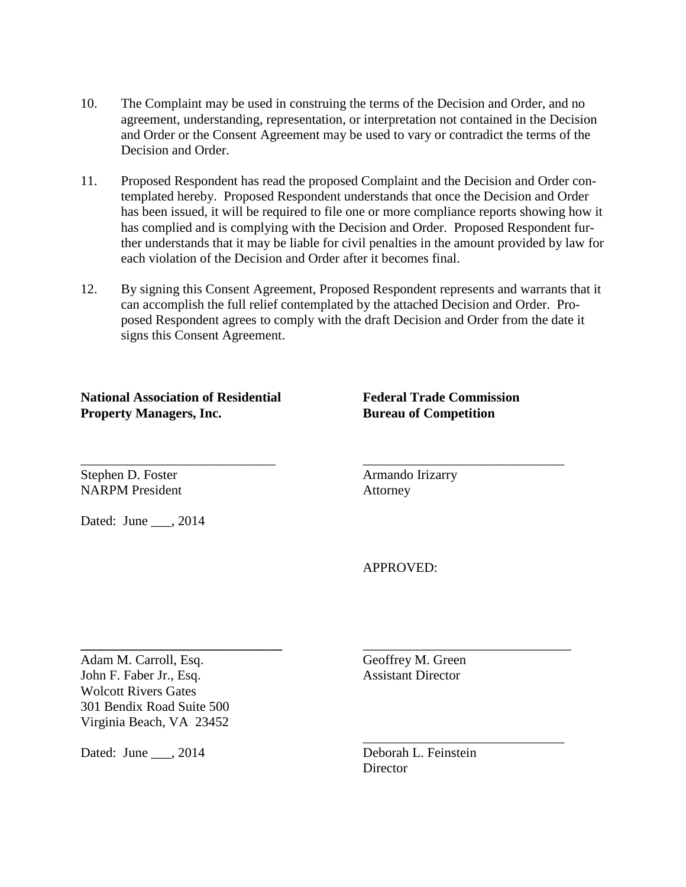10. The Complaint may be used in construing the terms of the Decision and Order, and no agreement, understanding, representation, or interpretation not contained in the Decision and Order or the Consent Agreement may be used to vary or contradict the terms of the Decision and Order.

11. Proposed Respondent has read the proposed Complaint and the Decision and Order contemplated hereby. Proposed Respondent understands that once the Decision and Order has been issued, it will be required to file one or more compliance reports showing how it has complied and is complying with the Decision and Order. Proposed Respondent further understands that it may be liable for civil penalties in the amount provided by law for each violation of the Decision and Order after it becomes final.

12. By signing this Consent Agreement, Proposed Respondent represents and warrants that it can accomplish the full relief contemplated by the attached Decision and Order. Proposed Respondent agrees to comply with the draft Decision and Order from the date it signs this Consent Agreement.

**National Association of Residential Property Managers, Inc.**

_____________________________
Stephen D. Foster
NARPM President

Dated: June ___, 2014

_____________________________
Adam M. Carroll, Esq.
John F. Faber Jr., Esq.
Wolcott Rivers Gates
301 Bendix Road Suite 500
Virginia Beach, VA 23452

Dated: June ___, 2014

**Federal Trade Commission**
**Bureau of Competition**

_____________________________
Armando Irizarry
Attorney

APPROVED:

_____________________________
Geoffrey M. Green
Assistant Director

_____________________________
Deborah L. Feinstein
Director